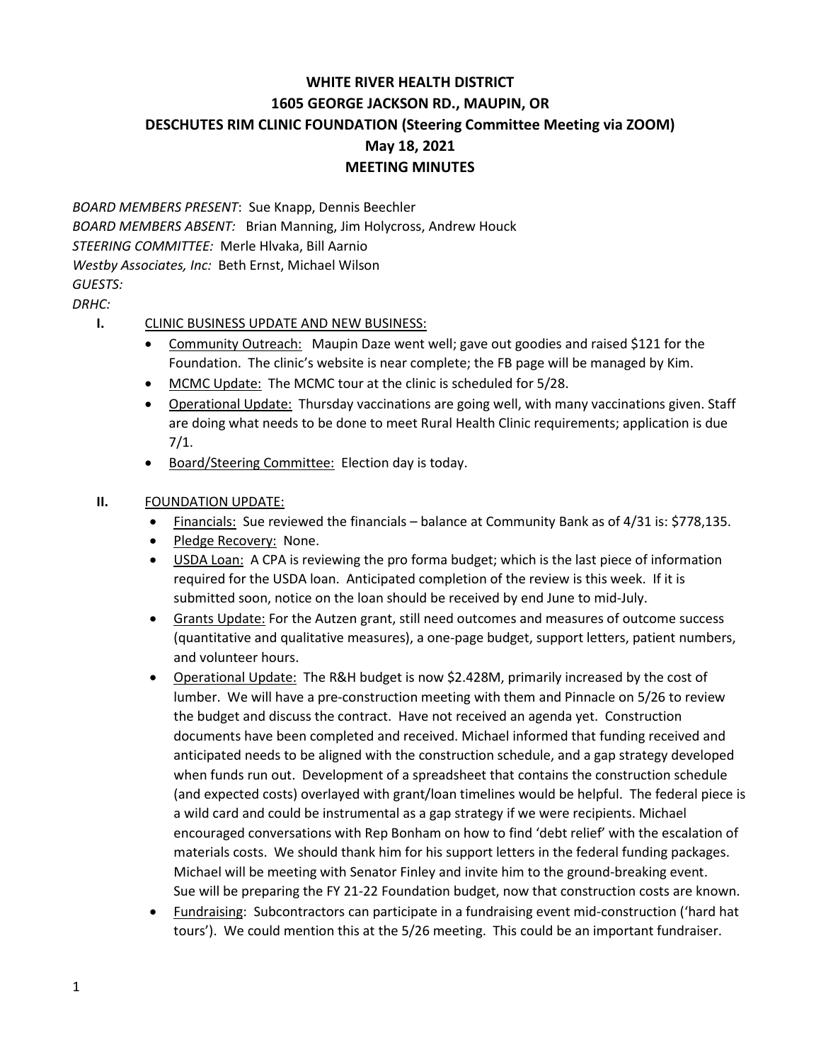# WHITE RIVER HEALTH DISTRICT
# 1605 GEORGE JACKSON RD., MAUPIN, OR
# DESCHUTES RIM CLINIC FOUNDATION (Steering Committee Meeting via ZOOM)
# May 18, 2021
# MEETING MINUTES

*BOARD MEMBERS PRESENT*: Sue Knapp, Dennis Beechler
*BOARD MEMBERS ABSENT:* Brian Manning, Jim Holycross, Andrew Houck
*STEERING COMMITTEE:* Merle Hlvaka, Bill Aarnio
*Westby Associates, Inc:* Beth Ernst, Michael Wilson
*GUESTS:*
*DRHC:*

**I.** CLINIC BUSINESS UPDATE AND NEW BUSINESS:

- Community Outreach: Maupin Daze went well; gave out goodies and raised $121 for the Foundation. The clinic's website is near complete; the FB page will be managed by Kim.
- MCMC Update: The MCMC tour at the clinic is scheduled for 5/28.
- Operational Update: Thursday vaccinations are going well, with many vaccinations given. Staff are doing what needs to be done to meet Rural Health Clinic requirements; application is due 7/1.
- Board/Steering Committee: Election day is today.

**II.** FOUNDATION UPDATE:

- Financials: Sue reviewed the financials – balance at Community Bank as of 4/31 is: $778,135.
- Pledge Recovery: None.
- USDA Loan: A CPA is reviewing the pro forma budget; which is the last piece of information required for the USDA loan. Anticipated completion of the review is this week. If it is submitted soon, notice on the loan should be received by end June to mid-July.
- Grants Update: For the Autzen grant, still need outcomes and measures of outcome success (quantitative and qualitative measures), a one-page budget, support letters, patient numbers, and volunteer hours.
- Operational Update: The R&H budget is now $2.428M, primarily increased by the cost of lumber. We will have a pre-construction meeting with them and Pinnacle on 5/26 to review the budget and discuss the contract. Have not received an agenda yet. Construction documents have been completed and received. Michael informed that funding received and anticipated needs to be aligned with the construction schedule, and a gap strategy developed when funds run out. Development of a spreadsheet that contains the construction schedule (and expected costs) overlayed with grant/loan timelines would be helpful. The federal piece is a wild card and could be instrumental as a gap strategy if we were recipients. Michael encouraged conversations with Rep Bonham on how to find 'debt relief' with the escalation of materials costs. We should thank him for his support letters in the federal funding packages. Michael will be meeting with Senator Finley and invite him to the ground-breaking event. Sue will be preparing the FY 21-22 Foundation budget, now that construction costs are known.
- Fundraising: Subcontractors can participate in a fundraising event mid-construction ('hard hat tours'). We could mention this at the 5/26 meeting. This could be an important fundraiser.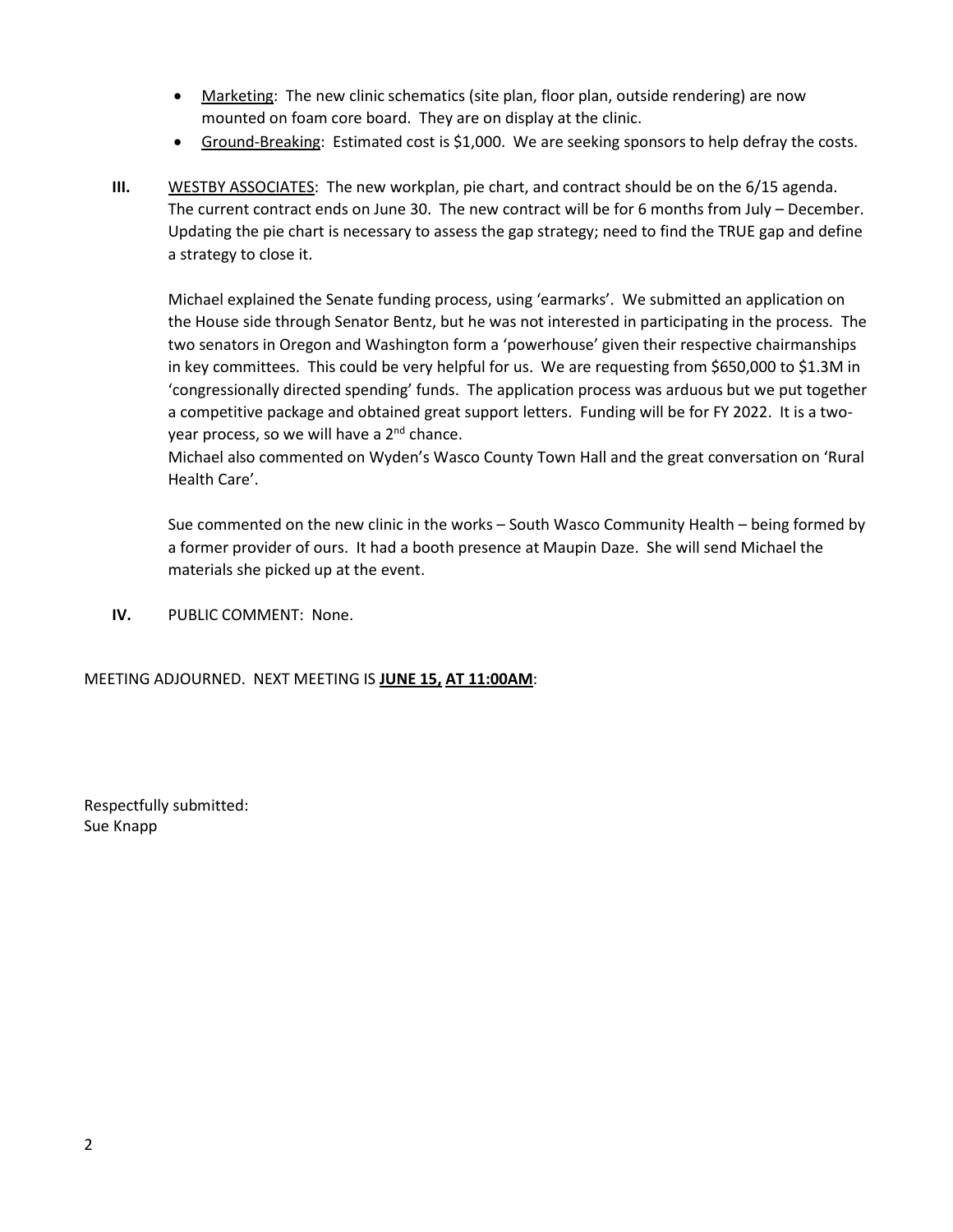- Marketing: The new clinic schematics (site plan, floor plan, outside rendering) are now mounted on foam core board. They are on display at the clinic.
- Ground-Breaking: Estimated cost is $1,000. We are seeking sponsors to help defray the costs.

**III.** WESTBY ASSOCIATES: The new workplan, pie chart, and contract should be on the 6/15 agenda. The current contract ends on June 30. The new contract will be for 6 months from July – December. Updating the pie chart is necessary to assess the gap strategy; need to find the TRUE gap and define a strategy to close it.

Michael explained the Senate funding process, using 'earmarks'. We submitted an application on the House side through Senator Bentz, but he was not interested in participating in the process. The two senators in Oregon and Washington form a 'powerhouse' given their respective chairmanships in key committees. This could be very helpful for us. We are requesting from $650,000 to $1.3M in 'congressionally directed spending' funds. The application process was arduous but we put together a competitive package and obtained great support letters. Funding will be for FY 2022. It is a two-year process, so we will have a 2nd chance.
Michael also commented on Wyden's Wasco County Town Hall and the great conversation on 'Rural Health Care'.

Sue commented on the new clinic in the works – South Wasco Community Health – being formed by a former provider of ours. It had a booth presence at Maupin Daze. She will send Michael the materials she picked up at the event.

**IV.** PUBLIC COMMENT: None.

MEETING ADJOURNED. NEXT MEETING IS **JUNE 15, AT 11:00AM**:

Respectfully submitted:
Sue Knapp